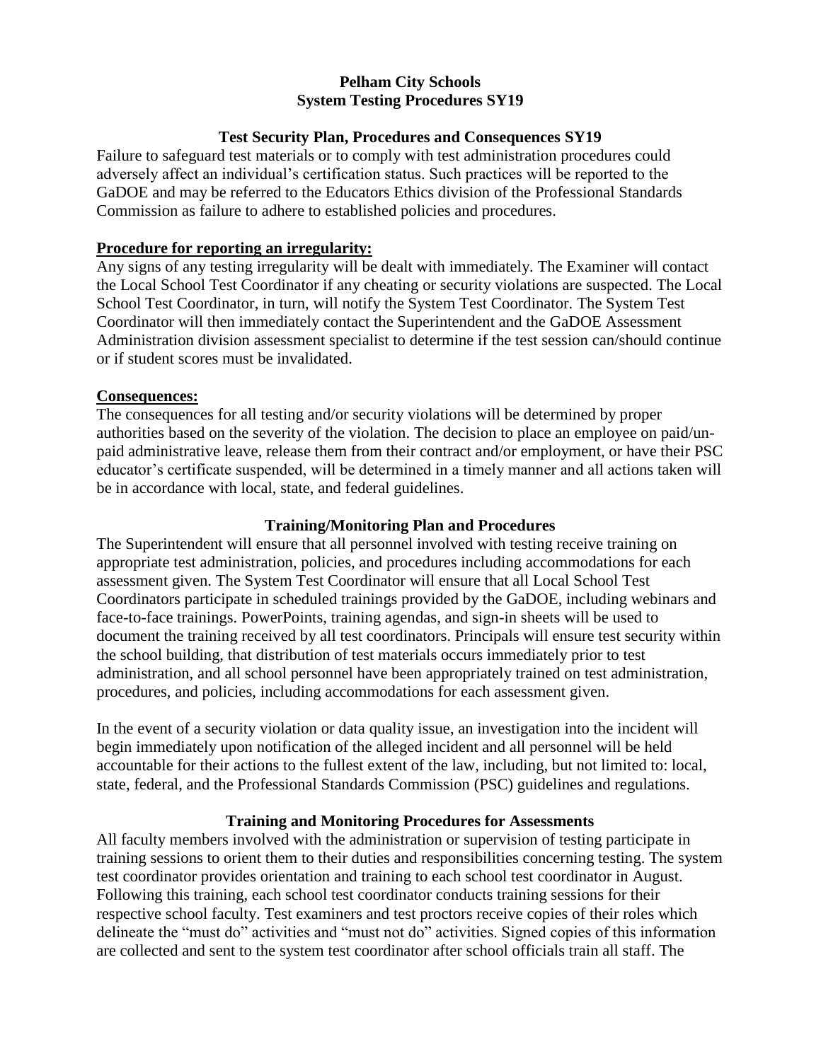# Pelham City Schools
# System Testing Procedures SY19

## Test Security Plan, Procedures and Consequences SY19

Failure to safeguard test materials or to comply with test administration procedures could adversely affect an individual's certification status. Such practices will be reported to the GaDOE and may be referred to the Educators Ethics division of the Professional Standards Commission as failure to adhere to established policies and procedures.

### Procedure for reporting an irregularity:

Any signs of any testing irregularity will be dealt with immediately. The Examiner will contact the Local School Test Coordinator if any cheating or security violations are suspected. The Local School Test Coordinator, in turn, will notify the System Test Coordinator. The System Test Coordinator will then immediately contact the Superintendent and the GaDOE Assessment Administration division assessment specialist to determine if the test session can/should continue or if student scores must be invalidated.

### Consequences:

The consequences for all testing and/or security violations will be determined by proper authorities based on the severity of the violation. The decision to place an employee on paid/un-paid administrative leave, release them from their contract and/or employment, or have their PSC educator's certificate suspended, will be determined in a timely manner and all actions taken will be in accordance with local, state, and federal guidelines.

## Training/Monitoring Plan and Procedures

The Superintendent will ensure that all personnel involved with testing receive training on appropriate test administration, policies, and procedures including accommodations for each assessment given. The System Test Coordinator will ensure that all Local School Test Coordinators participate in scheduled trainings provided by the GaDOE, including webinars and face-to-face trainings. PowerPoints, training agendas, and sign-in sheets will be used to document the training received by all test coordinators. Principals will ensure test security within the school building, that distribution of test materials occurs immediately prior to test administration, and all school personnel have been appropriately trained on test administration, procedures, and policies, including accommodations for each assessment given.

In the event of a security violation or data quality issue, an investigation into the incident will begin immediately upon notification of the alleged incident and all personnel will be held accountable for their actions to the fullest extent of the law, including, but not limited to: local, state, federal, and the Professional Standards Commission (PSC) guidelines and regulations.

## Training and Monitoring Procedures for Assessments

All faculty members involved with the administration or supervision of testing participate in training sessions to orient them to their duties and responsibilities concerning testing. The system test coordinator provides orientation and training to each school test coordinator in August. Following this training, each school test coordinator conducts training sessions for their respective school faculty. Test examiners and test proctors receive copies of their roles which delineate the "must do" activities and "must not do" activities. Signed copies of this information are collected and sent to the system test coordinator after school officials train all staff. The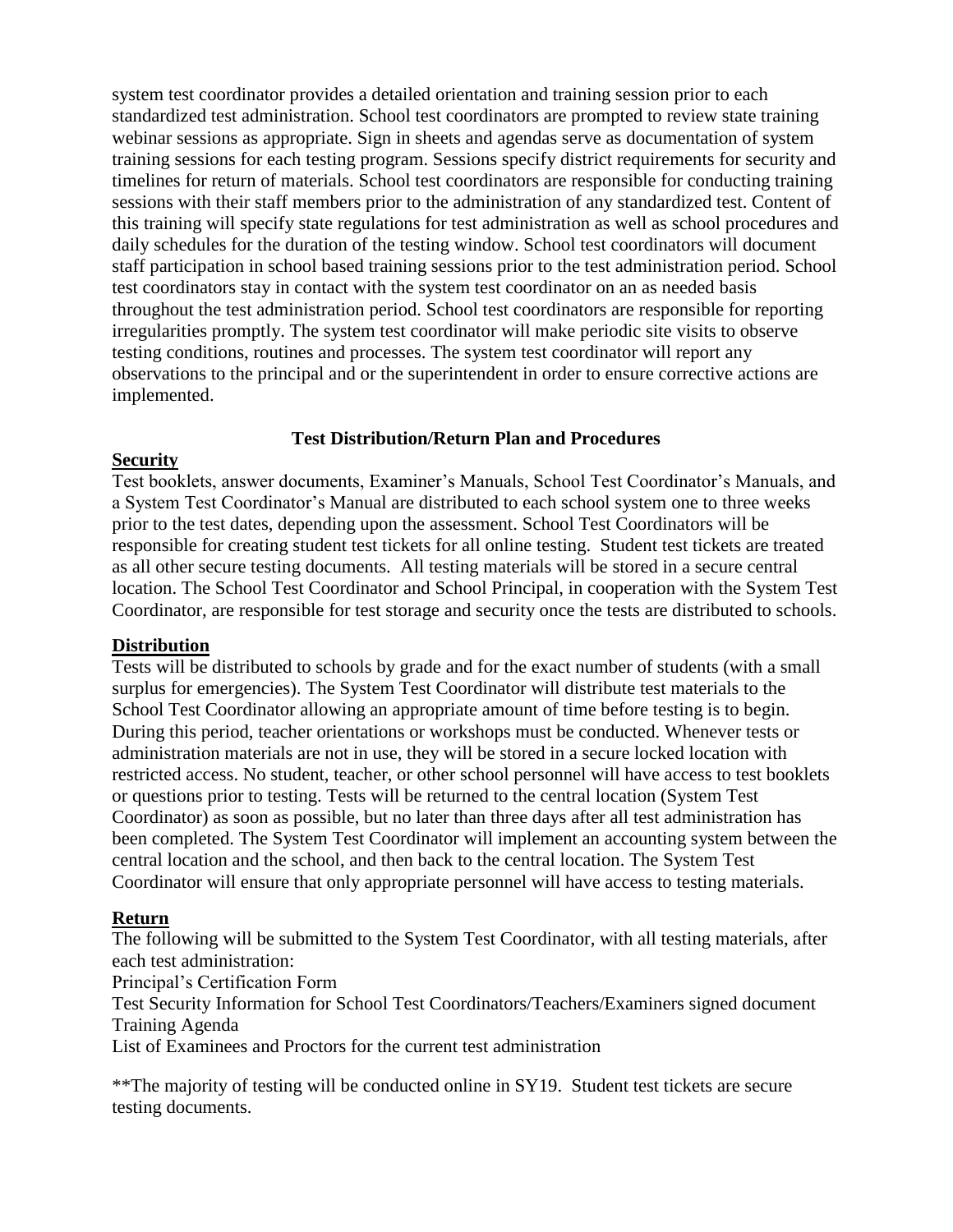system test coordinator provides a detailed orientation and training session prior to each standardized test administration. School test coordinators are prompted to review state training webinar sessions as appropriate. Sign in sheets and agendas serve as documentation of system training sessions for each testing program. Sessions specify district requirements for security and timelines for return of materials. School test coordinators are responsible for conducting training sessions with their staff members prior to the administration of any standardized test. Content of this training will specify state regulations for test administration as well as school procedures and daily schedules for the duration of the testing window. School test coordinators will document staff participation in school based training sessions prior to the test administration period. School test coordinators stay in contact with the system test coordinator on an as needed basis throughout the test administration period. School test coordinators are responsible for reporting irregularities promptly. The system test coordinator will make periodic site visits to observe testing conditions, routines and processes. The system test coordinator will report any observations to the principal and or the superintendent in order to ensure corrective actions are implemented.

## Test Distribution/Return Plan and Procedures

### Security

Test booklets, answer documents, Examiner's Manuals, School Test Coordinator's Manuals, and a System Test Coordinator's Manual are distributed to each school system one to three weeks prior to the test dates, depending upon the assessment. School Test Coordinators will be responsible for creating student test tickets for all online testing. Student test tickets are treated as all other secure testing documents. All testing materials will be stored in a secure central location. The School Test Coordinator and School Principal, in cooperation with the System Test Coordinator, are responsible for test storage and security once the tests are distributed to schools.

### Distribution

Tests will be distributed to schools by grade and for the exact number of students (with a small surplus for emergencies). The System Test Coordinator will distribute test materials to the School Test Coordinator allowing an appropriate amount of time before testing is to begin. During this period, teacher orientations or workshops must be conducted. Whenever tests or administration materials are not in use, they will be stored in a secure locked location with restricted access. No student, teacher, or other school personnel will have access to test booklets or questions prior to testing. Tests will be returned to the central location (System Test Coordinator) as soon as possible, but no later than three days after all test administration has been completed. The System Test Coordinator will implement an accounting system between the central location and the school, and then back to the central location. The System Test Coordinator will ensure that only appropriate personnel will have access to testing materials.

### Return

The following will be submitted to the System Test Coordinator, with all testing materials, after each test administration:

Principal's Certification Form

Test Security Information for School Test Coordinators/Teachers/Examiners signed document

Training Agenda

List of Examinees and Proctors for the current test administration

**The majority of testing will be conducted online in SY19. Student test tickets are secure testing documents.